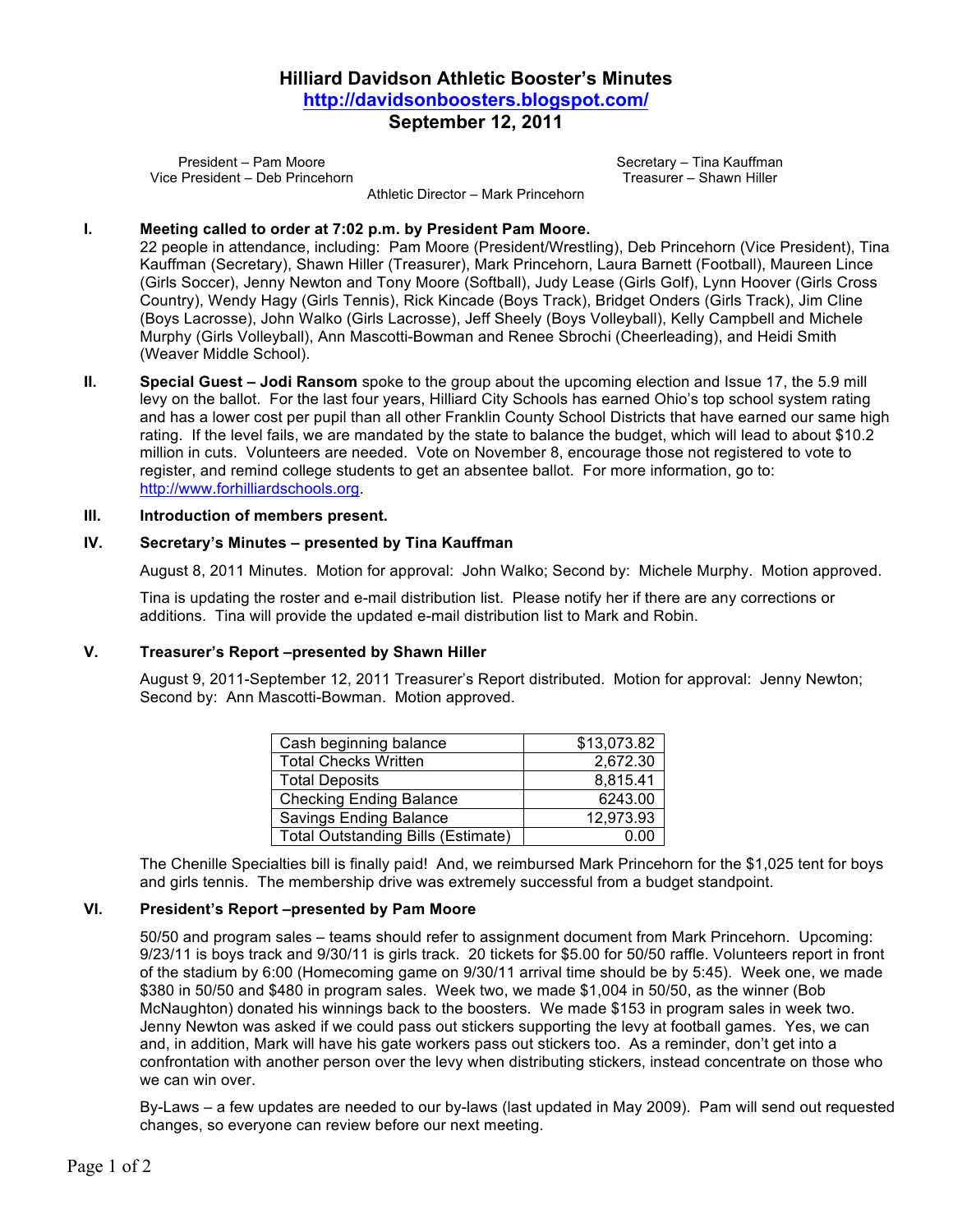# Hilliard Davidson Athletic Booster's Minutes

**http://davidsonboosters.blogspot.com/**

**September 12, 2011**

President – Pam Moore
Vice President – Deb Princehorn

Secretary – Tina Kauffman
Treasurer – Shawn Hiller

Athletic Director – Mark Princehorn

**I. Meeting called to order at 7:02 p.m. by President Pam Moore.**

22 people in attendance, including: Pam Moore (President/Wrestling), Deb Princehorn (Vice President), Tina Kauffman (Secretary), Shawn Hiller (Treasurer), Mark Princehorn, Laura Barnett (Football), Maureen Lince (Girls Soccer), Jenny Newton and Tony Moore (Softball), Judy Lease (Girls Golf), Lynn Hoover (Girls Cross Country), Wendy Hagy (Girls Tennis), Rick Kincade (Boys Track), Bridget Onders (Girls Track), Jim Cline (Boys Lacrosse), John Walko (Girls Lacrosse), Jeff Sheely (Boys Volleyball), Kelly Campbell and Michele Murphy (Girls Volleyball), Ann Mascotti-Bowman and Renee Sbrochi (Cheerleading), and Heidi Smith (Weaver Middle School).

**II. Special Guest – Jodi Ransom** spoke to the group about the upcoming election and Issue 17, the 5.9 mill levy on the ballot. For the last four years, Hilliard City Schools has earned Ohio's top school system rating and has a lower cost per pupil than all other Franklin County School Districts that have earned our same high rating. If the level fails, we are mandated by the state to balance the budget, which will lead to about $10.2 million in cuts. Volunteers are needed. Vote on November 8, encourage those not registered to vote to register, and remind college students to get an absentee ballot. For more information, go to: http://www.forhilliardschools.org.

**III. Introduction of members present.**

**IV. Secretary's Minutes – presented by Tina Kauffman**

August 8, 2011 Minutes. Motion for approval: John Walko; Second by: Michele Murphy. Motion approved.

Tina is updating the roster and e-mail distribution list. Please notify her if there are any corrections or additions. Tina will provide the updated e-mail distribution list to Mark and Robin.

**V. Treasurer's Report –presented by Shawn Hiller**

August 9, 2011-September 12, 2011 Treasurer's Report distributed. Motion for approval: Jenny Newton; Second by: Ann Mascotti-Bowman. Motion approved.

| | |
|---|---:|
| Cash beginning balance | $13,073.82 |
| Total Checks Written | 2,672.30 |
| Total Deposits | 8,815.41 |
| Checking Ending Balance | 6243.00 |
| Savings Ending Balance | 12,973.93 |
| Total Outstanding Bills (Estimate) | 0.00 |

The Chenille Specialties bill is finally paid! And, we reimbursed Mark Princehorn for the $1,025 tent for boys and girls tennis. The membership drive was extremely successful from a budget standpoint.

**VI. President's Report –presented by Pam Moore**

50/50 and program sales – teams should refer to assignment document from Mark Princehorn. Upcoming: 9/23/11 is boys track and 9/30/11 is girls track. 20 tickets for $5.00 for 50/50 raffle. Volunteers report in front of the stadium by 6:00 (Homecoming game on 9/30/11 arrival time should be by 5:45). Week one, we made $380 in 50/50 and $480 in program sales. Week two, we made $1,004 in 50/50, as the winner (Bob McNaughton) donated his winnings back to the boosters. We made $153 in program sales in week two. Jenny Newton was asked if we could pass out stickers supporting the levy at football games. Yes, we can and, in addition, Mark will have his gate workers pass out stickers too. As a reminder, don't get into a confrontation with another person over the levy when distributing stickers, instead concentrate on those who we can win over.

By-Laws – a few updates are needed to our by-laws (last updated in May 2009). Pam will send out requested changes, so everyone can review before our next meeting.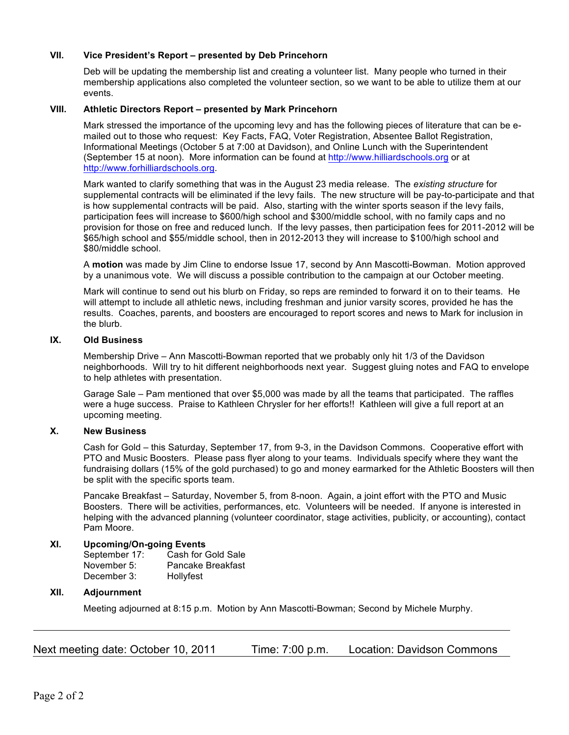## VII. Vice President's Report – presented by Deb Princehorn

Deb will be updating the membership list and creating a volunteer list. Many people who turned in their membership applications also completed the volunteer section, so we want to be able to utilize them at our events.

## VIII. Athletic Directors Report – presented by Mark Princehorn

Mark stressed the importance of the upcoming levy and has the following pieces of literature that can be e-mailed out to those who request: Key Facts, FAQ, Voter Registration, Absentee Ballot Registration, Informational Meetings (October 5 at 7:00 at Davidson), and Online Lunch with the Superintendent (September 15 at noon). More information can be found at http://www.hilliardschools.org or at http://www.forhilliardschools.org.

Mark wanted to clarify something that was in the August 23 media release. The *existing structure* for supplemental contracts will be eliminated if the levy fails. The new structure will be pay-to-participate and that is how supplemental contracts will be paid. Also, starting with the winter sports season if the levy fails, participation fees will increase to $600/high school and $300/middle school, with no family caps and no provision for those on free and reduced lunch. If the levy passes, then participation fees for 2011-2012 will be $65/high school and $55/middle school, then in 2012-2013 they will increase to $100/high school and $80/middle school.

A **motion** was made by Jim Cline to endorse Issue 17, second by Ann Mascotti-Bowman. Motion approved by a unanimous vote. We will discuss a possible contribution to the campaign at our October meeting.

Mark will continue to send out his blurb on Friday, so reps are reminded to forward it on to their teams. He will attempt to include all athletic news, including freshman and junior varsity scores, provided he has the results. Coaches, parents, and boosters are encouraged to report scores and news to Mark for inclusion in the blurb.

## IX. Old Business

Membership Drive – Ann Mascotti-Bowman reported that we probably only hit 1/3 of the Davidson neighborhoods. Will try to hit different neighborhoods next year. Suggest gluing notes and FAQ to envelope to help athletes with presentation.

Garage Sale – Pam mentioned that over $5,000 was made by all the teams that participated. The raffles were a huge success. Praise to Kathleen Chrysler for her efforts!! Kathleen will give a full report at an upcoming meeting.

## X. New Business

Cash for Gold – this Saturday, September 17, from 9-3, in the Davidson Commons. Cooperative effort with PTO and Music Boosters. Please pass flyer along to your teams. Individuals specify where they want the fundraising dollars (15% of the gold purchased) to go and money earmarked for the Athletic Boosters will then be split with the specific sports team.

Pancake Breakfast – Saturday, November 5, from 8-noon. Again, a joint effort with the PTO and Music Boosters. There will be activities, performances, etc. Volunteers will be needed. If anyone is interested in helping with the advanced planning (volunteer coordinator, stage activities, publicity, or accounting), contact Pam Moore.

## XI. Upcoming/On-going Events

| | |
|---|---|
| September 17: | Cash for Gold Sale |
| November 5: | Pancake Breakfast |
| December 3: | Hollyfest |

## XII. Adjournment

Meeting adjourned at 8:15 p.m. Motion by Ann Mascotti-Bowman; Second by Michele Murphy.

---

Next meeting date: October 10, 2011 Time: 7:00 p.m. Location: Davidson Commons